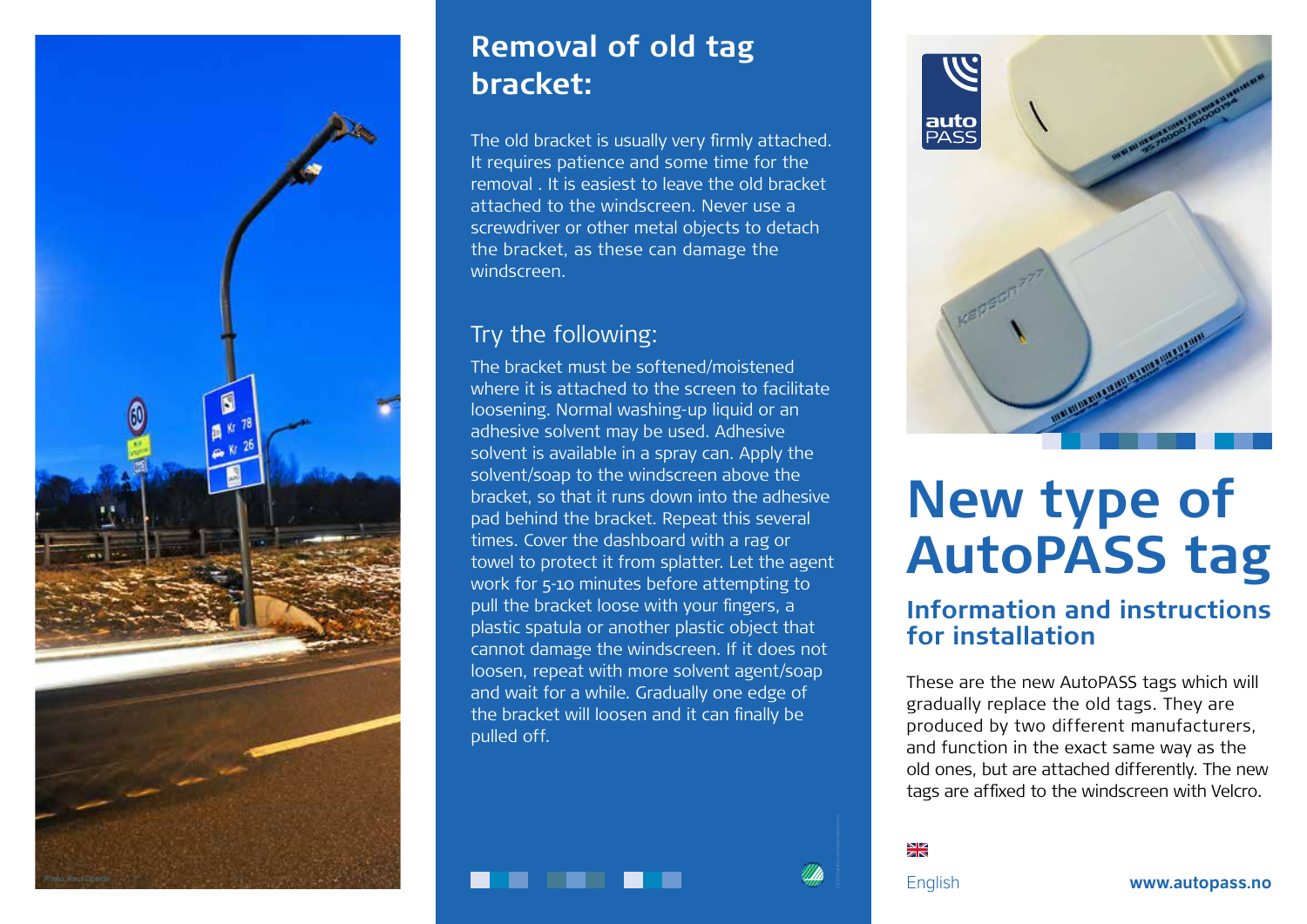Photo: Knut Opeide

## Removal of old tag bracket:

The old bracket is usually very firmly attached. It requires patience and some time for the removal . It is easiest to leave the old bracket attached to the windscreen. Never use a screwdriver or other metal objects to detach the bracket, as these can damage the windscreen.

### Try the following:

The bracket must be softened/moistened where it is attached to the screen to facilitate loosening. Normal washing-up liquid or an adhesive solvent may be used. Adhesive solvent is available in a spray can. Apply the solvent/soap to the windscreen above the bracket, so that it runs down into the adhesive pad behind the bracket. Repeat this several times. Cover the dashboard with a rag or towel to protect it from splatter. Let the agent work for 5-10 minutes before attempting to pull the bracket loose with your fingers, a plastic spatula or another plastic object that cannot damage the windscreen. If it does not loosen, repeat with more solvent agent/soap and wait for a while. Gradually one edge of the bracket will loosen and it can finally be pulled off.

# New type of AutoPASS tag

## Information and instructions for installation

These are the new AutoPASS tags which will gradually replace the old tags. They are produced by two different manufacturers, and function in the exact same way as the old ones, but are attached differently. The new tags are affixed to the windscreen with Velcro.

English

**www.autopass.no**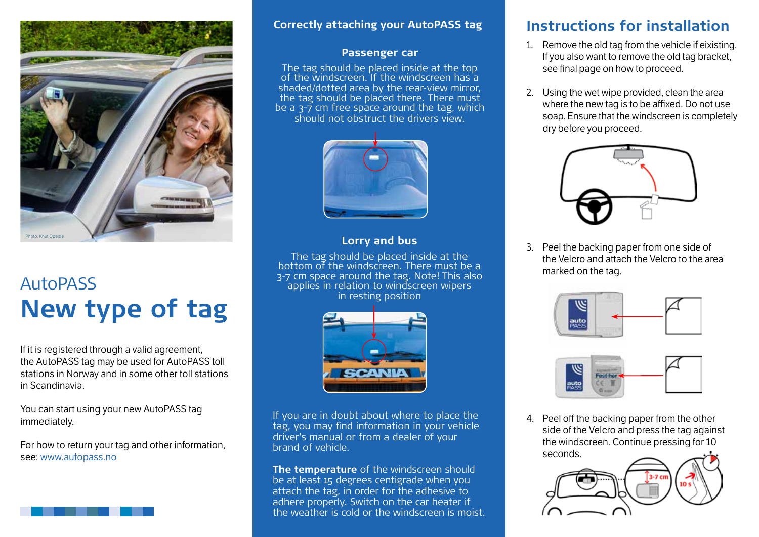Photo: Knut Opeide

AutoPASS

# New type of tag

If it is registered through a valid agreement, the AutoPASS tag may be used for AutoPASS toll stations in Norway and in some other toll stations in Scandinavia.

You can start using your new AutoPASS tag immediately.

For how to return your tag and other information, see: www.autopass.no

## Correctly attaching your AutoPASS tag

### Passenger car

The tag should be placed inside at the top of the windscreen. If the windscreen has a shaded/dotted area by the rear-view mirror, the tag should be placed there. There must be a 3-7 cm free space around the tag, which should not obstruct the drivers view.

### Lorry and bus

The tag should be placed inside at the bottom of the windscreen. There must be a 3-7 cm space around the tag. Note! This also applies in relation to windscreen wipers in resting position

If you are in doubt about where to place the tag, you may find information in your vehicle driver's manual or from a dealer of your brand of vehicle.

**The temperature** of the windscreen should be at least 15 degrees centigrade when you attach the tag, in order for the adhesive to adhere properly. Switch on the car heater if the weather is cold or the windscreen is moist.

## Instructions for installation

1. Remove the old tag from the vehicle if eixisting. If you also want to remove the old tag bracket, see final page on how to proceed.
2. Using the wet wipe provided, clean the area where the new tag is to be affixed. Do not use soap. Ensure that the windscreen is completely dry before you proceed.
3. Peel the backing paper from one side of the Velcro and attach the Velcro to the area marked on the tag.
4. Peel off the backing paper from the other side of the Velcro and press the tag against the windscreen. Continue pressing for 10 seconds.